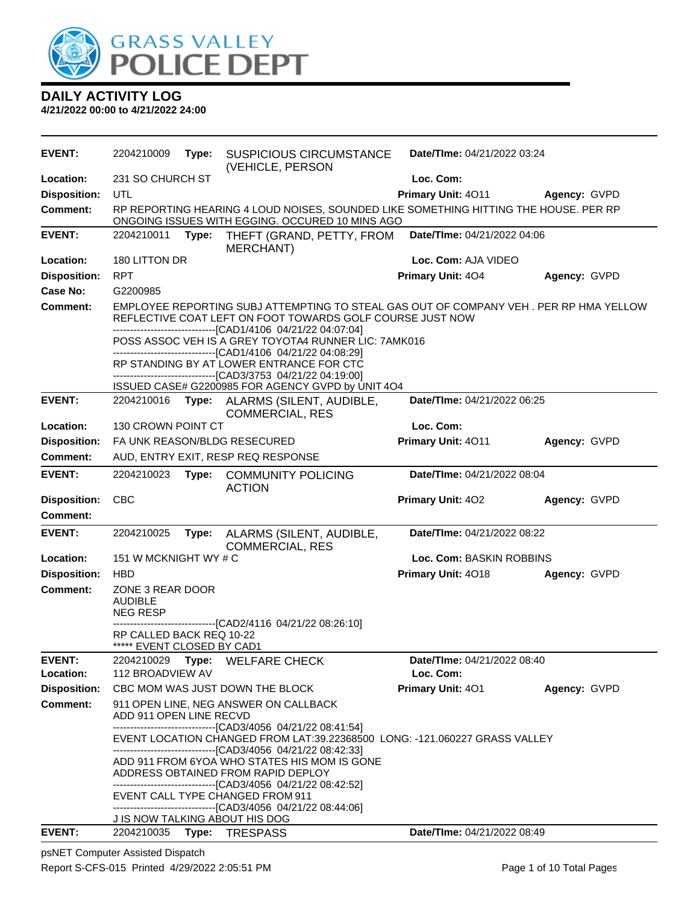# GRASS VALLEY POLICE DEPT

## DAILY ACTIVITY LOG

**4/21/2022 00:00 to 4/21/2022 24:00**

| | | | | | |
|---|---|---|---|---|---|
| **EVENT:** | 2204210009 **Type:** | SUSPICIOUS CIRCUMSTANCE (VEHICLE, PERSON | **Date/TIme:** 04/21/2022 03:24 | | |
| **Location:** | 231 SO CHURCH ST | | **Loc. Com:** | | |
| **Disposition:** | UTL | | **Primary Unit:** 4O11 | **Agency:** GVPD | |
| **Comment:** | RP REPORTING HEARING 4 LOUD NOISES, SOUNDED LIKE SOMETHING HITTING THE HOUSE. PER RP ONGOING ISSUES WITH EGGING. OCCURED 10 MINS AGO | | | | |

| | | | | | |
|---|---|---|---|---|---|
| **EVENT:** | 2204210011 **Type:** | THEFT (GRAND, PETTY, FROM MERCHANT) | **Date/TIme:** 04/21/2022 04:06 | | |
| **Location:** | 180 LITTON DR | | **Loc. Com:** AJA VIDEO | | |
| **Disposition:** | RPT | | **Primary Unit:** 4O4 | **Agency:** GVPD | |
| **Case No:** | G2200985 | | | | |
| **Comment:** | EMPLOYEE REPORTING SUBJ ATTEMPTING TO STEAL GAS OUT OF COMPANY VEH . PER RP HMA YELLOW REFLECTIVE COAT LEFT ON FOOT TOWARDS GOLF COURSE JUST NOW<br>------------------------------[CAD1/4106 04/21/22 04:07:04]<br>POSS ASSOC VEH IS A GREY TOYOTA4 RUNNER LIC: 7AMK016<br>------------------------------[CAD1/4106 04/21/22 04:08:29]<br>RP STANDING BY AT LOWER ENTRANCE FOR CTC<br>------------------------------[CAD3/3753 04/21/22 04:19:00]<br>ISSUED CASE# G2200985 FOR AGENCY GVPD by UNIT 4O4 | | | | |

| | | | | | |
|---|---|---|---|---|---|
| **EVENT:** | 2204210016 **Type:** | ALARMS (SILENT, AUDIBLE, COMMERCIAL, RES | **Date/TIme:** 04/21/2022 06:25 | | |
| **Location:** | 130 CROWN POINT CT | | **Loc. Com:** | | |
| **Disposition:** | FA UNK REASON/BLDG RESECURED | | **Primary Unit:** 4O11 | **Agency:** GVPD | |
| **Comment:** | AUD, ENTRY EXIT, RESP REQ RESPONSE | | | | |

| | | | | | |
|---|---|---|---|---|---|
| **EVENT:** | 2204210023 **Type:** | COMMUNITY POLICING ACTION | **Date/TIme:** 04/21/2022 08:04 | | |
| **Disposition:** | CBC | | **Primary Unit:** 4O2 | **Agency:** GVPD | |
| **Comment:** | | | | | |

| | | | | | |
|---|---|---|---|---|---|
| **EVENT:** | 2204210025 **Type:** | ALARMS (SILENT, AUDIBLE, COMMERCIAL, RES | **Date/TIme:** 04/21/2022 08:22 | | |
| **Location:** | 151 W MCKNIGHT WY # C | | **Loc. Com:** BASKIN ROBBINS | | |
| **Disposition:** | HBD | | **Primary Unit:** 4O18 | **Agency:** GVPD | |
| **Comment:** | ZONE 3 REAR DOOR<br>AUDIBLE<br>NEG RESP<br>------------------------------[CAD2/4116 04/21/22 08:26:10]<br>RP CALLED BACK REQ 10-22<br>***** EVENT CLOSED BY CAD1 | | | | |

| | | | | | |
|---|---|---|---|---|---|
| **EVENT:** | 2204210029 **Type:** | WELFARE CHECK | **Date/TIme:** 04/21/2022 08:40 | | |
| **Location:** | 112 BROADVIEW AV | | **Loc. Com:** | | |
| **Disposition:** | CBC MOM WAS JUST DOWN THE BLOCK | | **Primary Unit:** 4O1 | **Agency:** GVPD | |
| **Comment:** | 911 OPEN LINE, NEG ANSWER ON CALLBACK<br>ADD 911 OPEN LINE RECVD<br>------------------------------[CAD3/4056 04/21/22 08:41:54]<br>EVENT LOCATION CHANGED FROM LAT:39.22368500 LONG: -121.060227 GRASS VALLEY<br>------------------------------[CAD3/4056 04/21/22 08:42:33]<br>ADD 911 FROM 6YOA WHO STATES HIS MOM IS GONE<br>ADDRESS OBTAINED FROM RAPID DEPLOY<br>------------------------------[CAD3/4056 04/21/22 08:42:52]<br>EVENT CALL TYPE CHANGED FROM 911<br>------------------------------[CAD3/4056 04/21/22 08:44:06]<br>J IS NOW TALKING ABOUT HIS DOG | | | | |

| | | | | | |
|---|---|---|---|---|---|
| **EVENT:** | 2204210035 **Type:** | TRESPASS | **Date/TIme:** 04/21/2022 08:49 | | |

psNET Computer Assisted Dispatch

Report S-CFS-015 Printed 4/29/2022 2:05:51 PM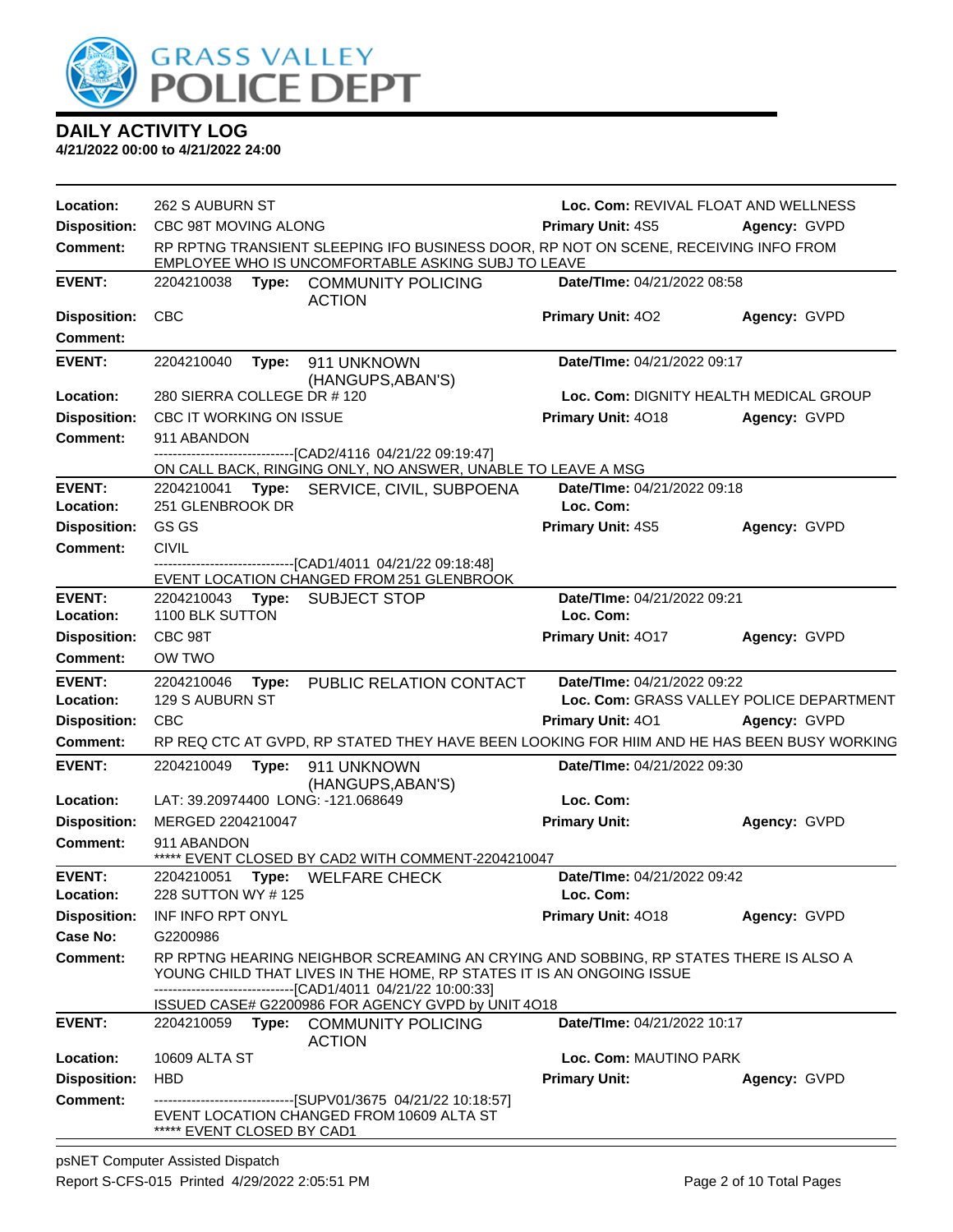# DAILY ACTIVITY LOG

**4/21/2022 00:00 to 4/21/2022 24:00**

**Location:** 262 S AUBURN ST **Loc. Com:** REVIVAL FLOAT AND WELLNESS
**Disposition:** CBC 98T MOVING ALONG **Primary Unit:** 4S5 **Agency:** GVPD
**Comment:** RP RPTNG TRANSIENT SLEEPING IFO BUSINESS DOOR, RP NOT ON SCENE, RECEIVING INFO FROM EMPLOYEE WHO IS UNCOMFORTABLE ASKING SUBJ TO LEAVE

---

**EVENT:** 2204210038 **Type:** COMMUNITY POLICING ACTION **Date/TIme:** 04/21/2022 08:58
**Disposition:** CBC **Primary Unit:** 4O2 **Agency:** GVPD
**Comment:**

---

**EVENT:** 2204210040 **Type:** 911 UNKNOWN (HANGUPS,ABAN'S) **Date/TIme:** 04/21/2022 09:17
**Location:** 280 SIERRA COLLEGE DR # 120 **Loc. Com:** DIGNITY HEALTH MEDICAL GROUP
**Disposition:** CBC IT WORKING ON ISSUE **Primary Unit:** 4O18 **Agency:** GVPD
**Comment:** 911 ABANDON
------------------------------[CAD2/4116 04/21/22 09:19:47]
ON CALL BACK, RINGING ONLY, NO ANSWER, UNABLE TO LEAVE A MSG

---

**EVENT:** 2204210041 **Type:** SERVICE, CIVIL, SUBPOENA **Date/TIme:** 04/21/2022 09:18
**Location:** 251 GLENBROOK DR **Loc. Com:**
**Disposition:** GS GS **Primary Unit:** 4S5 **Agency:** GVPD
**Comment:** CIVIL
------------------------------[CAD1/4011 04/21/22 09:18:48]
EVENT LOCATION CHANGED FROM 251 GLENBROOK

---

**EVENT:** 2204210043 **Type:** SUBJECT STOP **Date/TIme:** 04/21/2022 09:21
**Location:** 1100 BLK SUTTON **Loc. Com:**
**Disposition:** CBC 98T **Primary Unit:** 4O17 **Agency:** GVPD
**Comment:** OW TWO

---

**EVENT:** 2204210046 **Type:** PUBLIC RELATION CONTACT **Date/TIme:** 04/21/2022 09:22
**Location:** 129 S AUBURN ST **Loc. Com:** GRASS VALLEY POLICE DEPARTMENT
**Disposition:** CBC **Primary Unit:** 4O1 **Agency:** GVPD
**Comment:** RP REQ CTC AT GVPD, RP STATED THEY HAVE BEEN LOOKING FOR HIIM AND HE HAS BEEN BUSY WORKING

---

**EVENT:** 2204210049 **Type:** 911 UNKNOWN (HANGUPS,ABAN'S) **Date/TIme:** 04/21/2022 09:30
**Location:** LAT: 39.20974400 LONG: -121.068649 **Loc. Com:**
**Disposition:** MERGED 2204210047 **Primary Unit:** **Agency:** GVPD
**Comment:** 911 ABANDON
***** EVENT CLOSED BY CAD2 WITH COMMENT-2204210047

---

**EVENT:** 2204210051 **Type:** WELFARE CHECK **Date/TIme:** 04/21/2022 09:42
**Location:** 228 SUTTON WY # 125 **Loc. Com:**
**Disposition:** INF INFO RPT ONYL **Primary Unit:** 4O18 **Agency:** GVPD
**Case No:** G2200986
**Comment:** RP RPTNG HEARING NEIGHBOR SCREAMING AN CRYING AND SOBBING, RP STATES THERE IS ALSO A YOUNG CHILD THAT LIVES IN THE HOME, RP STATES IT IS AN ONGOING ISSUE
------------------------------[CAD1/4011 04/21/22 10:00:33]
ISSUED CASE# G2200986 FOR AGENCY GVPD by UNIT 4O18

---

**EVENT:** 2204210059 **Type:** COMMUNITY POLICING ACTION **Date/TIme:** 04/21/2022 10:17
**Location:** 10609 ALTA ST **Loc. Com:** MAUTINO PARK
**Disposition:** HBD **Primary Unit:** **Agency:** GVPD
**Comment:** ------------------------------[SUPV01/3675 04/21/22 10:18:57]
EVENT LOCATION CHANGED FROM 10609 ALTA ST
***** EVENT CLOSED BY CAD1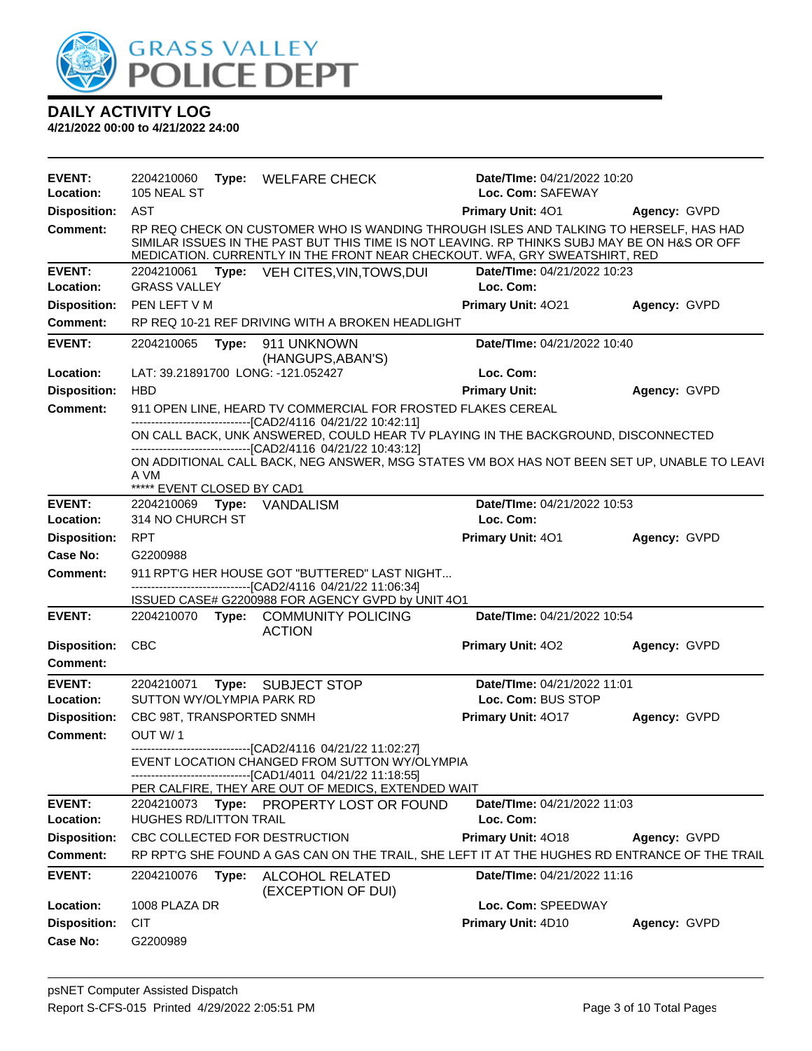# DAILY ACTIVITY LOG

**4/21/2022 00:00 to 4/21/2022 24:00**

---

**EVENT:** 2204210060 **Type:** WELFARE CHECK **Date/TIme:** 04/21/2022 10:20
**Location:** 105 NEAL ST **Loc. Com:** SAFEWAY
**Disposition:** AST **Primary Unit:** 4O1 **Agency:** GVPD
**Comment:** RP REQ CHECK ON CUSTOMER WHO IS WANDING THROUGH ISLES AND TALKING TO HERSELF, HAS HAD SIMILAR ISSUES IN THE PAST BUT THIS TIME IS NOT LEAVING. RP THINKS SUBJ MAY BE ON H&S OR OFF MEDICATION. CURRENTLY IN THE FRONT NEAR CHECKOUT. WFA, GRY SWEATSHIRT, RED

---

**EVENT:** 2204210061 **Type:** VEH CITES,VIN,TOWS,DUI **Date/TIme:** 04/21/2022 10:23
**Location:** GRASS VALLEY **Loc. Com:**
**Disposition:** PEN LEFT V M **Primary Unit:** 4O21 **Agency:** GVPD
**Comment:** RP REQ 10-21 REF DRIVING WITH A BROKEN HEADLIGHT

---

**EVENT:** 2204210065 **Type:** 911 UNKNOWN (HANGUPS,ABAN'S) **Date/TIme:** 04/21/2022 10:40
**Location:** LAT: 39.21891700 LONG: -121.052427 **Loc. Com:**
**Disposition:** HBD **Primary Unit:** **Agency:** GVPD
**Comment:** 911 OPEN LINE, HEARD TV COMMERCIAL FOR FROSTED FLAKES CEREAL

------------------------------[CAD2/4116 04/21/22 10:42:11]

ON CALL BACK, UNK ANSWERED, COULD HEAR TV PLAYING IN THE BACKGROUND, DISCONNECTED

------------------------------[CAD2/4116 04/21/22 10:43:12]

ON ADDITIONAL CALL BACK, NEG ANSWER, MSG STATES VM BOX HAS NOT BEEN SET UP, UNABLE TO LEAVE A VM

***** EVENT CLOSED BY CAD1

---

**EVENT:** 2204210069 **Type:** VANDALISM **Date/TIme:** 04/21/2022 10:53
**Location:** 314 NO CHURCH ST **Loc. Com:**
**Disposition:** RPT **Primary Unit:** 4O1 **Agency:** GVPD
**Case No:** G2200988
**Comment:** 911 RPT'G HER HOUSE GOT "BUTTERED" LAST NIGHT...

------------------------------[CAD2/4116 04/21/22 11:06:34]

ISSUED CASE# G2200988 FOR AGENCY GVPD by UNIT 4O1

---

**EVENT:** 2204210070 **Type:** COMMUNITY POLICING ACTION **Date/TIme:** 04/21/2022 10:54
**Disposition:** CBC **Primary Unit:** 4O2 **Agency:** GVPD
**Comment:**

---

**EVENT:** 2204210071 **Type:** SUBJECT STOP **Date/TIme:** 04/21/2022 11:01
**Location:** SUTTON WY/OLYMPIA PARK RD **Loc. Com:** BUS STOP
**Disposition:** CBC 98T, TRANSPORTED SNMH **Primary Unit:** 4O17 **Agency:** GVPD
**Comment:** OUT W/ 1

------------------------------[CAD2/4116 04/21/22 11:02:27]

EVENT LOCATION CHANGED FROM SUTTON WY/OLYMPIA

------------------------------[CAD1/4011 04/21/22 11:18:55]

PER CALFIRE, THEY ARE OUT OF MEDICS, EXTENDED WAIT

---

**EVENT:** 2204210073 **Type:** PROPERTY LOST OR FOUND **Date/TIme:** 04/21/2022 11:03
**Location:** HUGHES RD/LITTON TRAIL **Loc. Com:**
**Disposition:** CBC COLLECTED FOR DESTRUCTION **Primary Unit:** 4O18 **Agency:** GVPD
**Comment:** RP RPT'G SHE FOUND A GAS CAN ON THE TRAIL, SHE LEFT IT AT THE HUGHES RD ENTRANCE OF THE TRAIL

---

**EVENT:** 2204210076 **Type:** ALCOHOL RELATED (EXCEPTION OF DUI) **Date/TIme:** 04/21/2022 11:16
**Location:** 1008 PLAZA DR **Loc. Com:** SPEEDWAY
**Disposition:** CIT **Primary Unit:** 4D10 **Agency:** GVPD
**Case No:** G2200989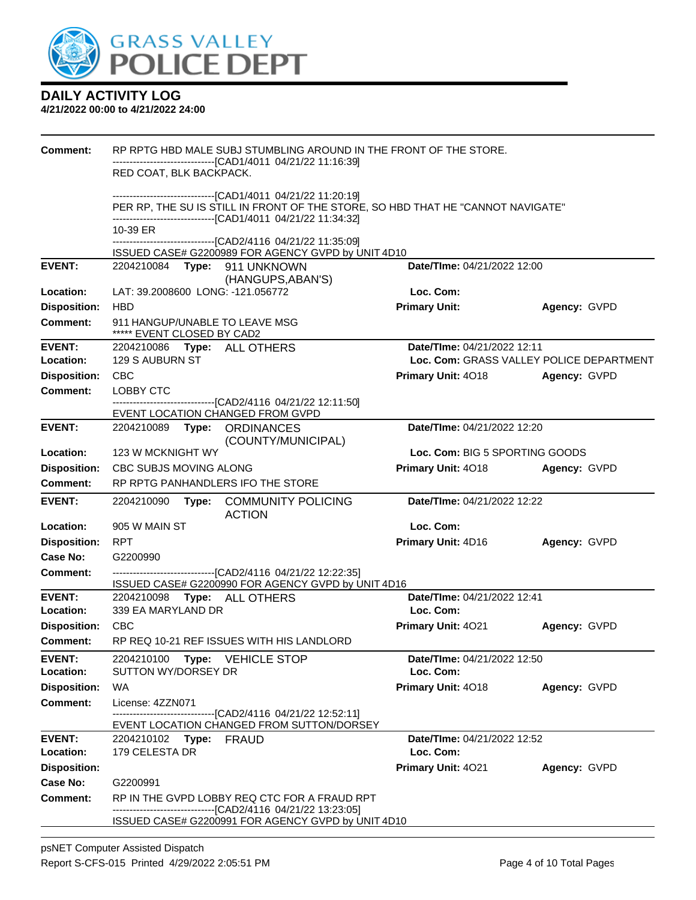# DAILY ACTIVITY LOG

**4/21/2022 00:00 to 4/21/2022 24:00**

| | | | |
|---|---|---|---|
| **Comment:** | RP RPTG HBD MALE SUBJ STUMBLING AROUND IN THE FRONT OF THE STORE.<br>------------------------------[CAD1/4011 04/21/22 11:16:39]<br>RED COAT, BLK BACKPACK.<br><br>------------------------------[CAD1/4011 04/21/22 11:20:19]<br>PER RP, THE SU IS STILL IN FRONT OF THE STORE, SO HBD THAT HE "CANNOT NAVIGATE"<br>------------------------------[CAD1/4011 04/21/22 11:34:32]<br>10-39 ER<br>------------------------------[CAD2/4116 04/21/22 11:35:09]<br>ISSUED CASE# G2200989 FOR AGENCY GVPD by UNIT 4D10 | | |
| **EVENT:** | 2204210084 **Type:** 911 UNKNOWN (HANGUPS,ABAN'S) | **Date/TIme:** 04/21/2022 12:00 | |
| **Location:** | LAT: 39.2008600 LONG: -121.056772 | **Loc. Com:** | |
| **Disposition:** | HBD | **Primary Unit:** | **Agency:** GVPD |
| **Comment:** | 911 HANGUP/UNABLE TO LEAVE MSG<br>***** EVENT CLOSED BY CAD2 | | |
| **EVENT:** | 2204210086 **Type:** ALL OTHERS | **Date/TIme:** 04/21/2022 12:11 | |
| **Location:** | 129 S AUBURN ST | **Loc. Com:** GRASS VALLEY POLICE DEPARTMENT | |
| **Disposition:** | CBC | **Primary Unit:** 4O18 | **Agency:** GVPD |
| **Comment:** | LOBBY CTC<br>------------------------------[CAD2/4116 04/21/22 12:11:50]<br>EVENT LOCATION CHANGED FROM GVPD | | |
| **EVENT:** | 2204210089 **Type:** ORDINANCES (COUNTY/MUNICIPAL) | **Date/TIme:** 04/21/2022 12:20 | |
| **Location:** | 123 W MCKNIGHT WY | **Loc. Com:** BIG 5 SPORTING GOODS | |
| **Disposition:** | CBC SUBJS MOVING ALONG | **Primary Unit:** 4O18 | **Agency:** GVPD |
| **Comment:** | RP RPTG PANHANDLERS IFO THE STORE | | |
| **EVENT:** | 2204210090 **Type:** COMMUNITY POLICING ACTION | **Date/TIme:** 04/21/2022 12:22 | |
| **Location:** | 905 W MAIN ST | **Loc. Com:** | |
| **Disposition:** | RPT | **Primary Unit:** 4D16 | **Agency:** GVPD |
| **Case No:** | G2200990 | | |
| **Comment:** | ------------------------------[CAD2/4116 04/21/22 12:22:35]<br>ISSUED CASE# G2200990 FOR AGENCY GVPD by UNIT 4D16 | | |
| **EVENT:** | 2204210098 **Type:** ALL OTHERS | **Date/TIme:** 04/21/2022 12:41 | |
| **Location:** | 339 EA MARYLAND DR | **Loc. Com:** | |
| **Disposition:** | CBC | **Primary Unit:** 4O21 | **Agency:** GVPD |
| **Comment:** | RP REQ 10-21 REF ISSUES WITH HIS LANDLORD | | |
| **EVENT:** | 2204210100 **Type:** VEHICLE STOP | **Date/TIme:** 04/21/2022 12:50 | |
| **Location:** | SUTTON WY/DORSEY DR | **Loc. Com:** | |
| **Disposition:** | WA | **Primary Unit:** 4O18 | **Agency:** GVPD |
| **Comment:** | License: 4ZZN071<br>------------------------------[CAD2/4116 04/21/22 12:52:11]<br>EVENT LOCATION CHANGED FROM SUTTON/DORSEY | | |
| **EVENT:** | 2204210102 **Type:** FRAUD | **Date/TIme:** 04/21/2022 12:52 | |
| **Location:** | 179 CELESTA DR | **Loc. Com:** | |
| **Disposition:** | | **Primary Unit:** 4O21 | **Agency:** GVPD |
| **Case No:** | G2200991 | | |
| **Comment:** | RP IN THE GVPD LOBBY REQ CTC FOR A FRAUD RPT<br>------------------------------[CAD2/4116 04/21/22 13:23:05]<br>ISSUED CASE# G2200991 FOR AGENCY GVPD by UNIT 4D10 | | |

psNET Computer Assisted Dispatch
Report S-CFS-015 Printed 4/29/2022 2:05:51 PM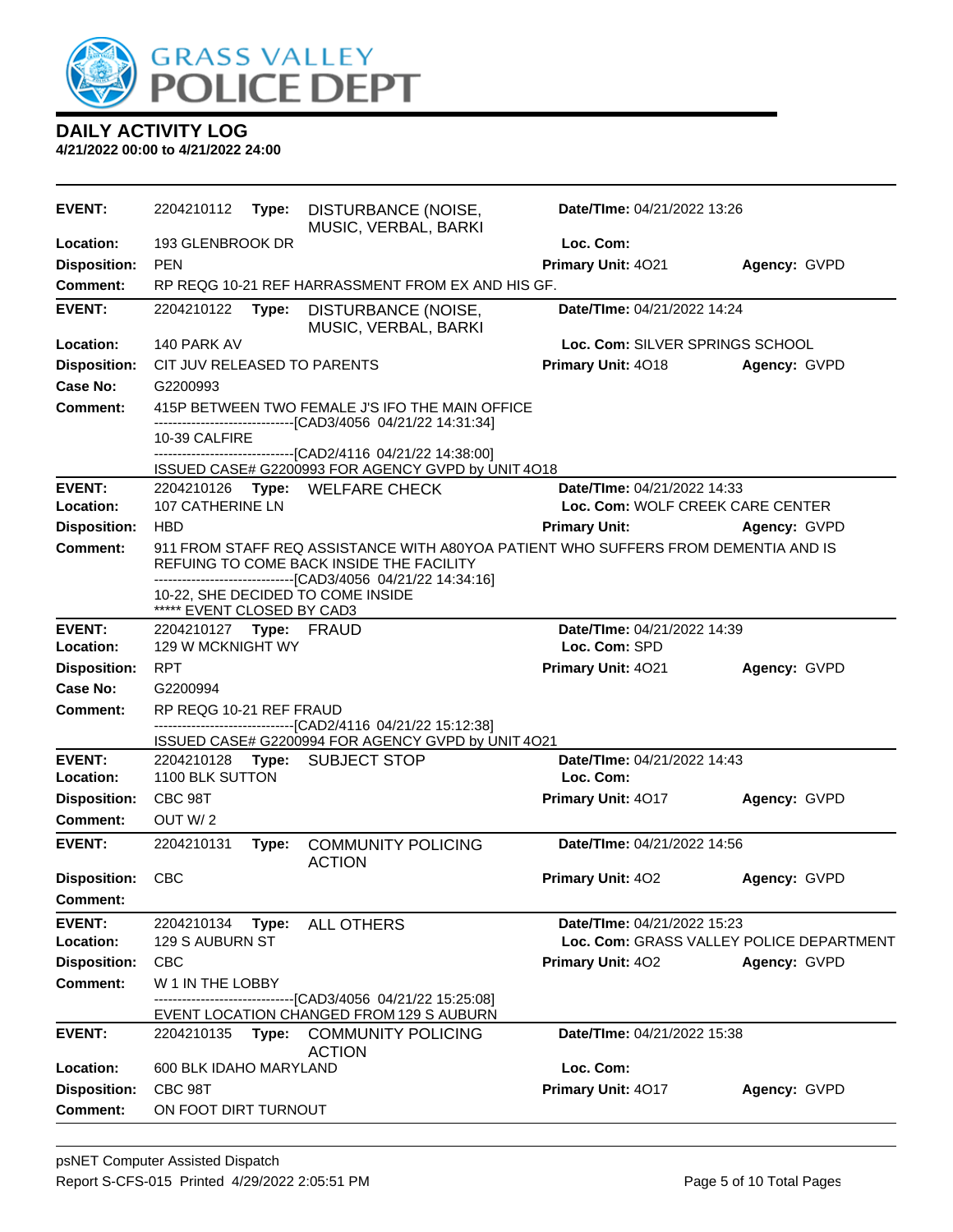# DAILY ACTIVITY LOG

**4/21/2022 00:00 to 4/21/2022 24:00**

---

**EVENT:** 2204210112 **Type:** DISTURBANCE (NOISE, MUSIC, VERBAL, BARKI  
**Date/TIme:** 04/21/2022 13:26  
**Location:** 193 GLENBROOK DR  
**Loc. Com:**  
**Disposition:** PEN  
**Primary Unit:** 4O21 **Agency:** GVPD  
**Comment:** RP REQG 10-21 REF HARRASSMENT FROM EX AND HIS GF.

---

**EVENT:** 2204210122 **Type:** DISTURBANCE (NOISE, MUSIC, VERBAL, BARKI  
**Date/TIme:** 04/21/2022 14:24  
**Location:** 140 PARK AV  
**Loc. Com:** SILVER SPRINGS SCHOOL  
**Disposition:** CIT JUV RELEASED TO PARENTS  
**Primary Unit:** 4O18 **Agency:** GVPD  
**Case No:** G2200993  
**Comment:** 415P BETWEEN TWO FEMALE J'S IFO THE MAIN OFFICE

------------------------------[CAD3/4056 04/21/22 14:31:34]

10-39 CALFIRE

------------------------------[CAD2/4116 04/21/22 14:38:00]

ISSUED CASE# G2200993 FOR AGENCY GVPD by UNIT 4O18

---

**EVENT:** 2204210126 **Type:** WELFARE CHECK  
**Date/TIme:** 04/21/2022 14:33  
**Location:** 107 CATHERINE LN  
**Loc. Com:** WOLF CREEK CARE CENTER  
**Disposition:** HBD  
**Primary Unit:** **Agency:** GVPD  
**Comment:** 911 FROM STAFF REQ ASSISTANCE WITH A80YOA PATIENT WHO SUFFERS FROM DEMENTIA AND IS REFUING TO COME BACK INSIDE THE FACILITY

------------------------------[CAD3/4056 04/21/22 14:34:16]

10-22, SHE DECIDED TO COME INSIDE

***** EVENT CLOSED BY CAD3

---

**EVENT:** 2204210127 **Type:** FRAUD  
**Date/TIme:** 04/21/2022 14:39  
**Location:** 129 W MCKNIGHT WY  
**Loc. Com:** SPD  
**Disposition:** RPT  
**Primary Unit:** 4O21 **Agency:** GVPD  
**Case No:** G2200994  
**Comment:** RP REQG 10-21 REF FRAUD

------------------------------[CAD2/4116 04/21/22 15:12:38]

ISSUED CASE# G2200994 FOR AGENCY GVPD by UNIT 4O21

---

**EVENT:** 2204210128 **Type:** SUBJECT STOP  
**Date/TIme:** 04/21/2022 14:43  
**Location:** 1100 BLK SUTTON  
**Loc. Com:**  
**Disposition:** CBC 98T  
**Primary Unit:** 4O17 **Agency:** GVPD  
**Comment:** OUT W/ 2

---

**EVENT:** 2204210131 **Type:** COMMUNITY POLICING ACTION  
**Date/TIme:** 04/21/2022 14:56  
**Disposition:** CBC  
**Primary Unit:** 4O2 **Agency:** GVPD  
**Comment:**

---

**EVENT:** 2204210134 **Type:** ALL OTHERS  
**Date/TIme:** 04/21/2022 15:23  
**Location:** 129 S AUBURN ST  
**Loc. Com:** GRASS VALLEY POLICE DEPARTMENT  
**Disposition:** CBC  
**Primary Unit:** 4O2 **Agency:** GVPD  
**Comment:** W 1 IN THE LOBBY

------------------------------[CAD3/4056 04/21/22 15:25:08]

EVENT LOCATION CHANGED FROM 129 S AUBURN

---

**EVENT:** 2204210135 **Type:** COMMUNITY POLICING ACTION  
**Date/TIme:** 04/21/2022 15:38  
**Location:** 600 BLK IDAHO MARYLAND  
**Loc. Com:**  
**Disposition:** CBC 98T  
**Primary Unit:** 4O17 **Agency:** GVPD  
**Comment:** ON FOOT DIRT TURNOUT

---

psNET Computer Assisted Dispatch  
Report S-CFS-015 Printed 4/29/2022 2:05:51 PM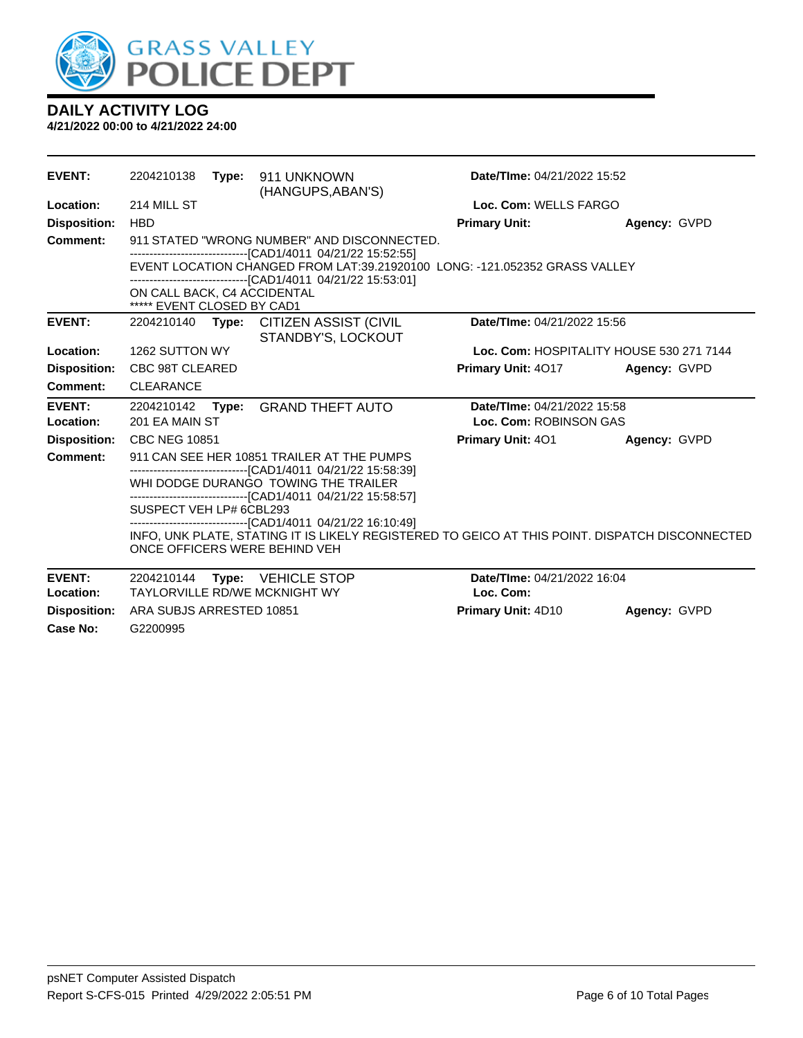# GRASS VALLEY POLICE DEPT

## DAILY ACTIVITY LOG

**4/21/2022 00:00 to 4/21/2022 24:00**

---

**EVENT:** 2204210138 **Type:** 911 UNKNOWN (HANGUPS,ABAN'S) **Date/TIme:** 04/21/2022 15:52
**Location:** 214 MILL ST **Loc. Com:** WELLS FARGO
**Disposition:** HBD **Primary Unit:** **Agency:** GVPD
**Comment:** 911 STATED "WRONG NUMBER" AND DISCONNECTED.
------------------------------[CAD1/4011 04/21/22 15:52:55]
EVENT LOCATION CHANGED FROM LAT:39.21920100 LONG: -121.052352 GRASS VALLEY
------------------------------[CAD1/4011 04/21/22 15:53:01]
ON CALL BACK, C4 ACCIDENTAL
***** EVENT CLOSED BY CAD1

---

**EVENT:** 2204210140 **Type:** CITIZEN ASSIST (CIVIL STANDBY'S, LOCKOUT **Date/TIme:** 04/21/2022 15:56
**Location:** 1262 SUTTON WY **Loc. Com:** HOSPITALITY HOUSE 530 271 7144
**Disposition:** CBC 98T CLEARED **Primary Unit:** 4O17 **Agency:** GVPD
**Comment:** CLEARANCE

---

**EVENT:** 2204210142 **Type:** GRAND THEFT AUTO **Date/TIme:** 04/21/2022 15:58
**Location:** 201 EA MAIN ST **Loc. Com:** ROBINSON GAS
**Disposition:** CBC NEG 10851 **Primary Unit:** 4O1 **Agency:** GVPD
**Comment:** 911 CAN SEE HER 10851 TRAILER AT THE PUMPS
------------------------------[CAD1/4011 04/21/22 15:58:39]
WHI DODGE DURANGO TOWING THE TRAILER
------------------------------[CAD1/4011 04/21/22 15:58:57]
SUSPECT VEH LP# 6CBL293
------------------------------[CAD1/4011 04/21/22 16:10:49]
INFO, UNK PLATE, STATING IT IS LIKELY REGISTERED TO GEICO AT THIS POINT. DISPATCH DISCONNECTED ONCE OFFICERS WERE BEHIND VEH

---

**EVENT:** 2204210144 **Type:** VEHICLE STOP **Date/TIme:** 04/21/2022 16:04
**Location:** TAYLORVILLE RD/WE MCKNIGHT WY **Loc. Com:**
**Disposition:** ARA SUBJS ARRESTED 10851 **Primary Unit:** 4D10 **Agency:** GVPD
**Case No:** G2200995

---

psNET Computer Assisted Dispatch
Report S-CFS-015 Printed 4/29/2022 2:05:51 PM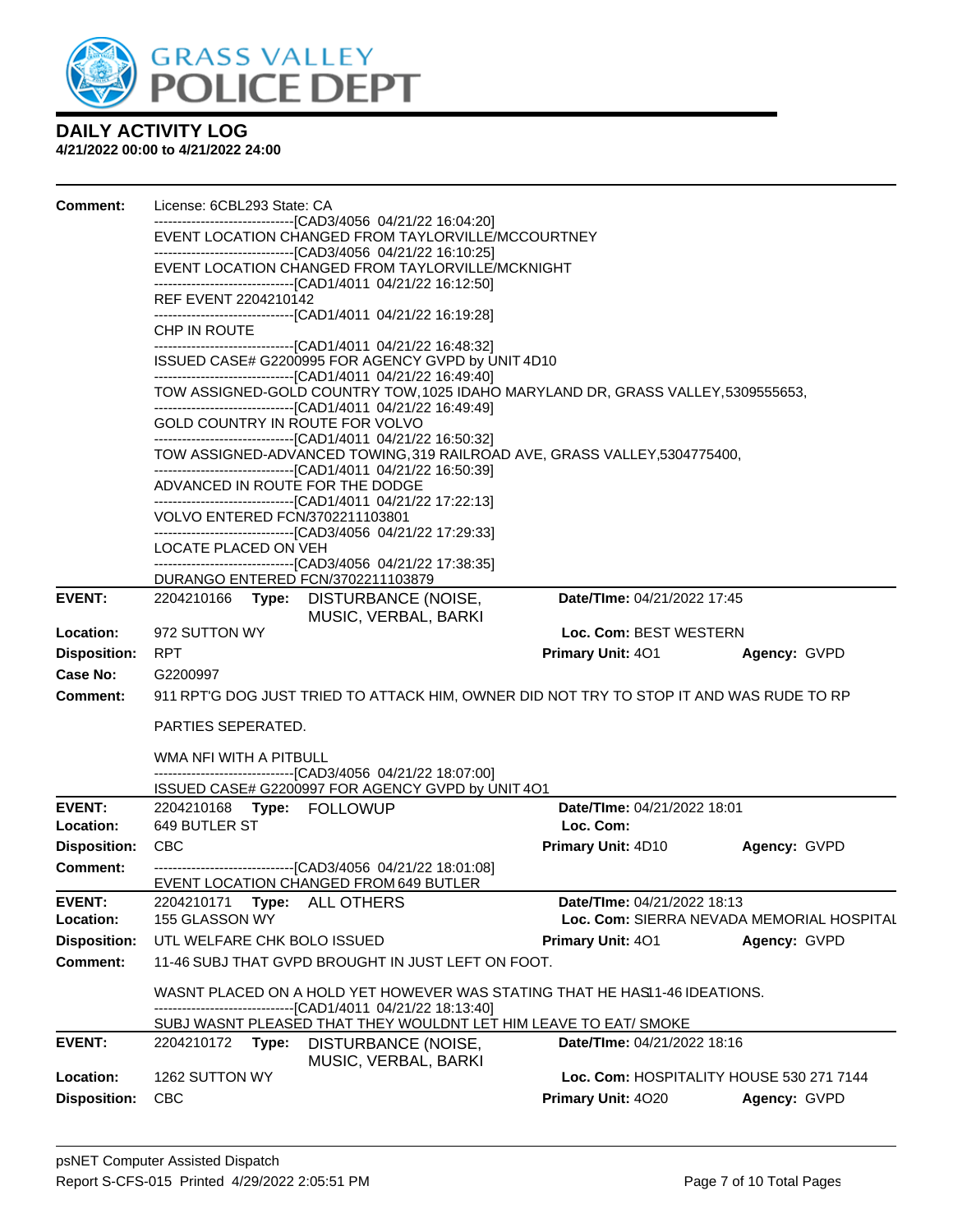# DAILY ACTIVITY LOG

**4/21/2022 00:00 to 4/21/2022 24:00**

**Comment:** License: 6CBL293 State: CA
------------------------------[CAD3/4056 04/21/22 16:04:20]
EVENT LOCATION CHANGED FROM TAYLORVILLE/MCCOURTNEY
------------------------------[CAD3/4056 04/21/22 16:10:25]
EVENT LOCATION CHANGED FROM TAYLORVILLE/MCKNIGHT
------------------------------[CAD1/4011 04/21/22 16:12:50]
REF EVENT 2204210142
------------------------------[CAD1/4011 04/21/22 16:19:28]
CHP IN ROUTE
------------------------------[CAD1/4011 04/21/22 16:48:32]
ISSUED CASE# G2200995 FOR AGENCY GVPD by UNIT 4D10
------------------------------[CAD1/4011 04/21/22 16:49:40]
TOW ASSIGNED-GOLD COUNTRY TOW,1025 IDAHO MARYLAND DR, GRASS VALLEY,5309555653,
------------------------------[CAD1/4011 04/21/22 16:49:49]
GOLD COUNTRY IN ROUTE FOR VOLVO
------------------------------[CAD1/4011 04/21/22 16:50:32]
TOW ASSIGNED-ADVANCED TOWING,319 RAILROAD AVE, GRASS VALLEY,5304775400,
------------------------------[CAD1/4011 04/21/22 16:50:39]
ADVANCED IN ROUTE FOR THE DODGE
------------------------------[CAD1/4011 04/21/22 17:22:13]
VOLVO ENTERED FCN/3702211103801
------------------------------[CAD3/4056 04/21/22 17:29:33]
LOCATE PLACED ON VEH
------------------------------[CAD3/4056 04/21/22 17:38:35]
DURANGO ENTERED FCN/3702211103879

---

**EVENT:** 2204210166 **Type:** DISTURBANCE (NOISE, MUSIC, VERBAL, BARKI **Date/TIme:** 04/21/2022 17:45
**Location:** 972 SUTTON WY **Loc. Com:** BEST WESTERN
**Disposition:** RPT **Primary Unit:** 4O1 **Agency:** GVPD
**Case No:** G2200997
**Comment:** 911 RPT'G DOG JUST TRIED TO ATTACK HIM, OWNER DID NOT TRY TO STOP IT AND WAS RUDE TO RP

PARTIES SEPERATED.

WMA NFI WITH A PITBULL
------------------------------[CAD3/4056 04/21/22 18:07:00]
ISSUED CASE# G2200997 FOR AGENCY GVPD by UNIT 4O1

---

**EVENT:** 2204210168 **Type:** FOLLOWUP **Date/TIme:** 04/21/2022 18:01
**Location:** 649 BUTLER ST **Loc. Com:**
**Disposition:** CBC **Primary Unit:** 4D10 **Agency:** GVPD
**Comment:** ------------------------------[CAD3/4056 04/21/22 18:01:08]
EVENT LOCATION CHANGED FROM 649 BUTLER

---

**EVENT:** 2204210171 **Type:** ALL OTHERS **Date/TIme:** 04/21/2022 18:13
**Location:** 155 GLASSON WY **Loc. Com:** SIERRA NEVADA MEMORIAL HOSPITAL
**Disposition:** UTL WELFARE CHK BOLO ISSUED **Primary Unit:** 4O1 **Agency:** GVPD
**Comment:** 11-46 SUBJ THAT GVPD BROUGHT IN JUST LEFT ON FOOT.

WASNT PLACED ON A HOLD YET HOWEVER WAS STATING THAT HE HAS11-46 IDEATIONS.
------------------------------[CAD1/4011 04/21/22 18:13:40]
SUBJ WASNT PLEASED THAT THEY WOULDNT LET HIM LEAVE TO EAT/ SMOKE

---

**EVENT:** 2204210172 **Type:** DISTURBANCE (NOISE, MUSIC, VERBAL, BARKI **Date/TIme:** 04/21/2022 18:16
**Location:** 1262 SUTTON WY **Loc. Com:** HOSPITALITY HOUSE 530 271 7144
**Disposition:** CBC **Primary Unit:** 4O20 **Agency:** GVPD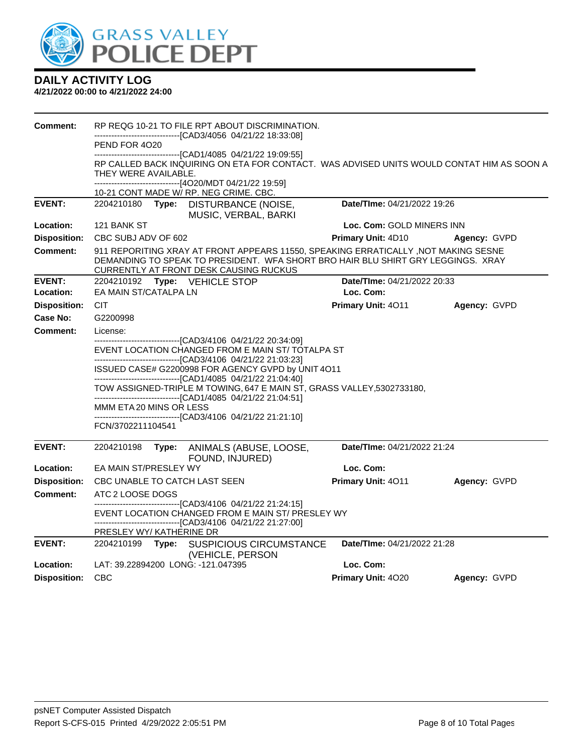# GRASS VALLEY POLICE DEPT

## DAILY ACTIVITY LOG

**4/21/2022 00:00 to 4/21/2022 24:00**

**Comment:** RP REQG 10-21 TO FILE RPT ABOUT DISCRIMINATION.
------------------------------[CAD3/4056 04/21/22 18:33:08]
PEND FOR 4O20
------------------------------[CAD1/4085 04/21/22 19:09:55]
RP CALLED BACK INQUIRING ON ETA FOR CONTACT. WAS ADVISED UNITS WOULD CONTAT HIM AS SOON A THEY WERE AVAILABLE.
------------------------------[4O20/MDT 04/21/22 19:59]
10-21 CONT MADE W/ RP. NEG CRIME. CBC.

---

**EVENT:** 2204210180 **Type:** DISTURBANCE (NOISE, MUSIC, VERBAL, BARKI **Date/TIme:** 04/21/2022 19:26
**Location:** 121 BANK ST **Loc. Com:** GOLD MINERS INN
**Disposition:** CBC SUBJ ADV OF 602 **Primary Unit:** 4D10 **Agency:** GVPD
**Comment:** 911 REPORITING XRAY AT FRONT APPEARS 11550, SPEAKING ERRATICALLY ,NOT MAKING SESNE DEMANDING TO SPEAK TO PRESIDENT. WFA SHORT BRO HAIR BLU SHIRT GRY LEGGINGS. XRAY CURRENTLY AT FRONT DESK CAUSING RUCKUS

---

**EVENT:** 2204210192 **Type:** VEHICLE STOP **Date/TIme:** 04/21/2022 20:33
**Location:** EA MAIN ST/CATALPA LN **Loc. Com:**
**Disposition:** CIT **Primary Unit:** 4O11 **Agency:** GVPD
**Case No:** G2200998
**Comment:** License:
------------------------------[CAD3/4106 04/21/22 20:34:09]
EVENT LOCATION CHANGED FROM E MAIN ST/ TOTALPA ST
------------------------------[CAD3/4106 04/21/22 21:03:23]
ISSUED CASE# G2200998 FOR AGENCY GVPD by UNIT 4O11
------------------------------[CAD1/4085 04/21/22 21:04:40]
TOW ASSIGNED-TRIPLE M TOWING, 647 E MAIN ST, GRASS VALLEY,5302733180,
------------------------------[CAD1/4085 04/21/22 21:04:51]
MMM ETA 20 MINS OR LESS
------------------------------[CAD3/4106 04/21/22 21:21:10]
FCN/3702211104541

---

**EVENT:** 2204210198 **Type:** ANIMALS (ABUSE, LOOSE, FOUND, INJURED) **Date/TIme:** 04/21/2022 21:24
**Location:** EA MAIN ST/PRESLEY WY **Loc. Com:**
**Disposition:** CBC UNABLE TO CATCH LAST SEEN **Primary Unit:** 4O11 **Agency:** GVPD
**Comment:** ATC 2 LOOSE DOGS
------------------------------[CAD3/4106 04/21/22 21:24:15]
EVENT LOCATION CHANGED FROM E MAIN ST/ PRESLEY WY
------------------------------[CAD3/4106 04/21/22 21:27:00]
PRESLEY WY/ KATHERINE DR

---

**EVENT:** 2204210199 **Type:** SUSPICIOUS CIRCUMSTANCE (VEHICLE, PERSON **Date/TIme:** 04/21/2022 21:28
**Location:** LAT: 39.22894200 LONG: -121.047395 **Loc. Com:**
**Disposition:** CBC **Primary Unit:** 4O20 **Agency:** GVPD

psNET Computer Assisted Dispatch
Report S-CFS-015 Printed 4/29/2022 2:05:51 PM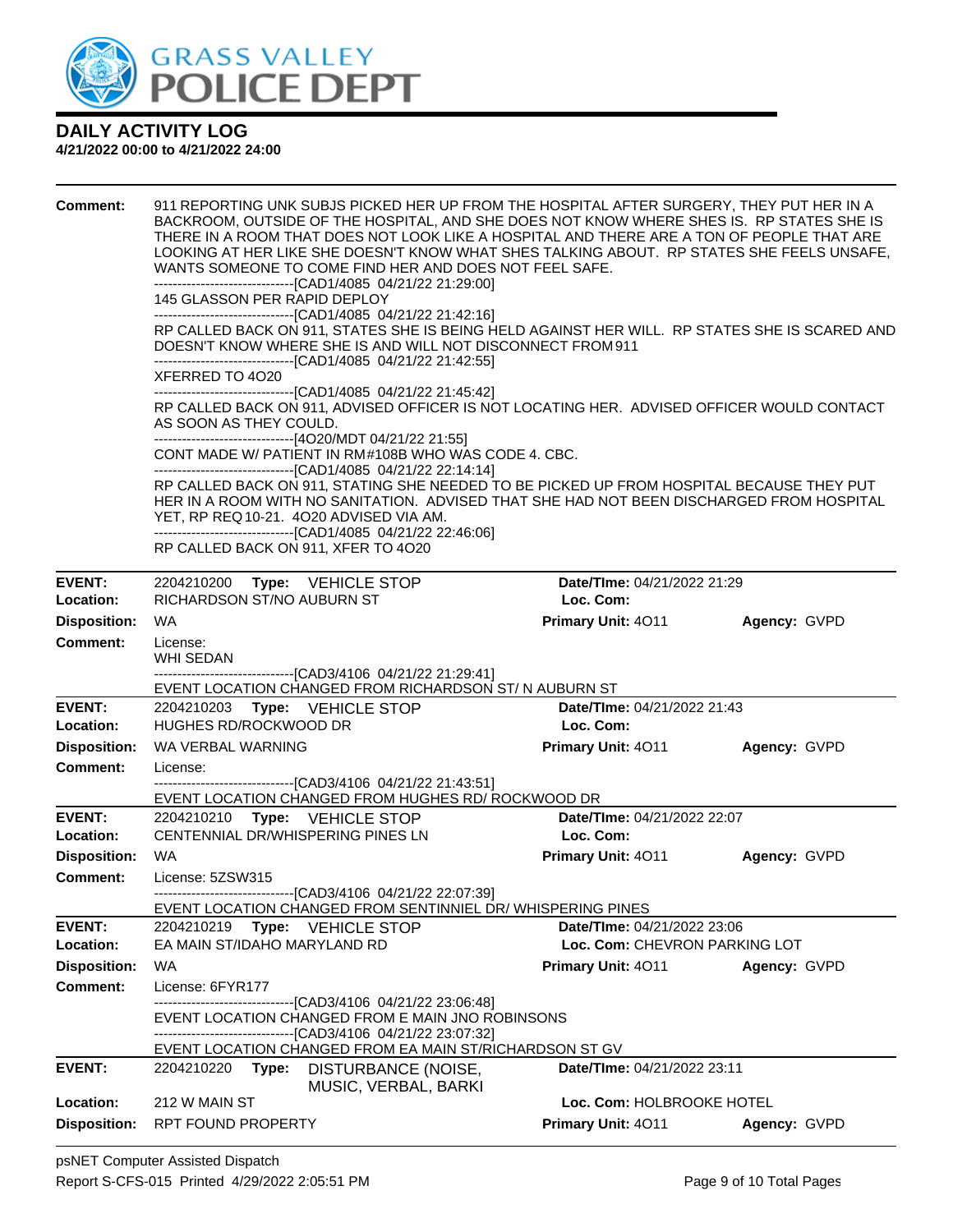# DAILY ACTIVITY LOG

**4/21/2022 00:00 to 4/21/2022 24:00**

**Comment:** 911 REPORTING UNK SUBJS PICKED HER UP FROM THE HOSPITAL AFTER SURGERY, THEY PUT HER IN A BACKROOM, OUTSIDE OF THE HOSPITAL, AND SHE DOES NOT KNOW WHERE SHES IS. RP STATES SHE IS THERE IN A ROOM THAT DOES NOT LOOK LIKE A HOSPITAL AND THERE ARE A TON OF PEOPLE THAT ARE LOOKING AT HER LIKE SHE DOESN'T KNOW WHAT SHES TALKING ABOUT. RP STATES SHE FEELS UNSAFE, WANTS SOMEONE TO COME FIND HER AND DOES NOT FEEL SAFE.
------------------------------[CAD1/4085 04/21/22 21:29:00]
145 GLASSON PER RAPID DEPLOY
------------------------------[CAD1/4085 04/21/22 21:42:16]
RP CALLED BACK ON 911, STATES SHE IS BEING HELD AGAINST HER WILL. RP STATES SHE IS SCARED AND DOESN'T KNOW WHERE SHE IS AND WILL NOT DISCONNECT FROM 911
------------------------------[CAD1/4085 04/21/22 21:42:55]
XFERRED TO 4O20
------------------------------[CAD1/4085 04/21/22 21:45:42]
RP CALLED BACK ON 911, ADVISED OFFICER IS NOT LOCATING HER. ADVISED OFFICER WOULD CONTACT AS SOON AS THEY COULD.
------------------------------[4O20/MDT 04/21/22 21:55]
CONT MADE W/ PATIENT IN RM#108B WHO WAS CODE 4. CBC.
------------------------------[CAD1/4085 04/21/22 22:14:14]
RP CALLED BACK ON 911, STATING SHE NEEDED TO BE PICKED UP FROM HOSPITAL BECAUSE THEY PUT HER IN A ROOM WITH NO SANITATION. ADVISED THAT SHE HAD NOT BEEN DISCHARGED FROM HOSPITAL YET, RP REQ 10-21. 4O20 ADVISED VIA AM.
------------------------------[CAD1/4085 04/21/22 22:46:06]
RP CALLED BACK ON 911, XFER TO 4O20

---

**EVENT:** 2204210200 **Type:** VEHICLE STOP **Date/TIme:** 04/21/2022 21:29
**Location:** RICHARDSON ST/NO AUBURN ST **Loc. Com:**
**Disposition:** WA **Primary Unit:** 4O11 **Agency:** GVPD
**Comment:** License:
WHI SEDAN
------------------------------[CAD3/4106 04/21/22 21:29:41]
EVENT LOCATION CHANGED FROM RICHARDSON ST/ N AUBURN ST

---

**EVENT:** 2204210203 **Type:** VEHICLE STOP **Date/TIme:** 04/21/2022 21:43
**Location:** HUGHES RD/ROCKWOOD DR **Loc. Com:**
**Disposition:** WA VERBAL WARNING **Primary Unit:** 4O11 **Agency:** GVPD
**Comment:** License:
------------------------------[CAD3/4106 04/21/22 21:43:51]
EVENT LOCATION CHANGED FROM HUGHES RD/ ROCKWOOD DR

---

**EVENT:** 2204210210 **Type:** VEHICLE STOP **Date/TIme:** 04/21/2022 22:07
**Location:** CENTENNIAL DR/WHISPERING PINES LN **Loc. Com:**
**Disposition:** WA **Primary Unit:** 4O11 **Agency:** GVPD
**Comment:** License: 5ZSW315
------------------------------[CAD3/4106 04/21/22 22:07:39]
EVENT LOCATION CHANGED FROM SENTINNIEL DR/ WHISPERING PINES

---

**EVENT:** 2204210219 **Type:** VEHICLE STOP **Date/TIme:** 04/21/2022 23:06
**Location:** EA MAIN ST/IDAHO MARYLAND RD **Loc. Com:** CHEVRON PARKING LOT
**Disposition:** WA **Primary Unit:** 4O11 **Agency:** GVPD
**Comment:** License: 6FYR177
------------------------------[CAD3/4106 04/21/22 23:06:48]
EVENT LOCATION CHANGED FROM E MAIN JNO ROBINSONS
------------------------------[CAD3/4106 04/21/22 23:07:32]
EVENT LOCATION CHANGED FROM EA MAIN ST/RICHARDSON ST GV

---

**EVENT:** 2204210220 **Type:** DISTURBANCE (NOISE, MUSIC, VERBAL, BARKI **Date/TIme:** 04/21/2022 23:11
**Location:** 212 W MAIN ST **Loc. Com:** HOLBROOKE HOTEL
**Disposition:** RPT FOUND PROPERTY **Primary Unit:** 4O11 **Agency:** GVPD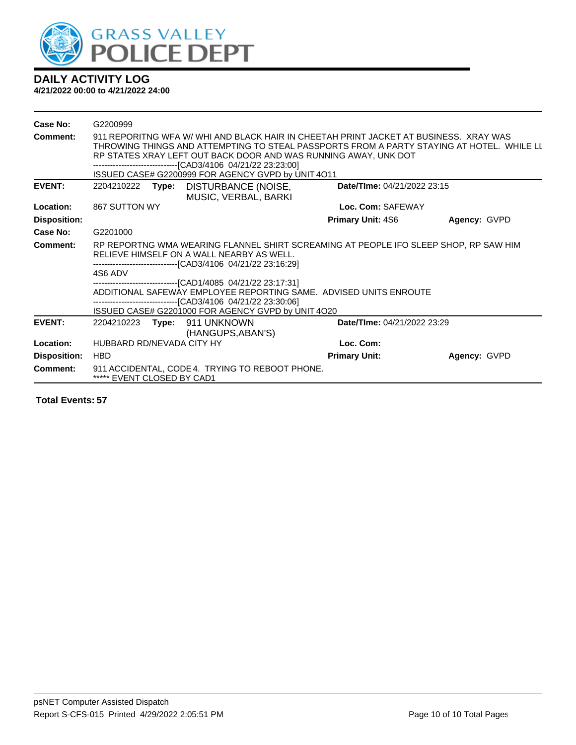## DAILY ACTIVITY LOG
**4/21/2022 00:00 to 4/21/2022 24:00**

| | | | | |
|---|---|---|---|---|
| **Case No:** | G2200999 | | | |
| **Comment:** | 911 REPORITNG WFA W/ WHI AND BLACK HAIR IN CHEETAH PRINT JACKET AT BUSINESS. XRAY WAS THROWING THINGS AND ATTEMPTING TO STEAL PASSPORTS FROM A PARTY STAYING AT HOTEL. WHILE LL RP STATES XRAY LEFT OUT BACK DOOR AND WAS RUNNING AWAY, UNK DOT<br>------------------------------[CAD3/4106 04/21/22 23:23:00]<br>ISSUED CASE# G2200999 FOR AGENCY GVPD by UNIT 4O11 | | | |
| **EVENT:** | 2204210222 **Type:** DISTURBANCE (NOISE, MUSIC, VERBAL, BARKI | **Date/TIme:** 04/21/2022 23:15 | | |
| **Location:** | 867 SUTTON WY | **Loc. Com:** SAFEWAY | | |
| **Disposition:** | | **Primary Unit:** 4S6 | **Agency:** GVPD | |
| **Case No:** | G2201000 | | | |
| **Comment:** | RP REPORTNG WMA WEARING FLANNEL SHIRT SCREAMING AT PEOPLE IFO SLEEP SHOP, RP SAW HIM RELIEVE HIMSELF ON A WALL NEARBY AS WELL.<br>------------------------------[CAD3/4106 04/21/22 23:16:29]<br>4S6 ADV<br>------------------------------[CAD1/4085 04/21/22 23:17:31]<br>ADDITIONAL SAFEWAY EMPLOYEE REPORTING SAME. ADVISED UNITS ENROUTE<br>------------------------------[CAD3/4106 04/21/22 23:30:06]<br>ISSUED CASE# G2201000 FOR AGENCY GVPD by UNIT 4O20 | | | |
| **EVENT:** | 2204210223 **Type:** 911 UNKNOWN (HANGUPS,ABAN'S) | **Date/TIme:** 04/21/2022 23:29 | | |
| **Location:** | HUBBARD RD/NEVADA CITY HY | **Loc. Com:** | | |
| **Disposition:** | HBD | **Primary Unit:** | **Agency:** GVPD | |
| **Comment:** | 911 ACCIDENTAL, CODE 4. TRYING TO REBOOT PHONE.<br>***** EVENT CLOSED BY CAD1 | | | |

**Total Events: 57**

psNET Computer Assisted Dispatch
Report S-CFS-015 Printed 4/29/2022 2:05:51 PM